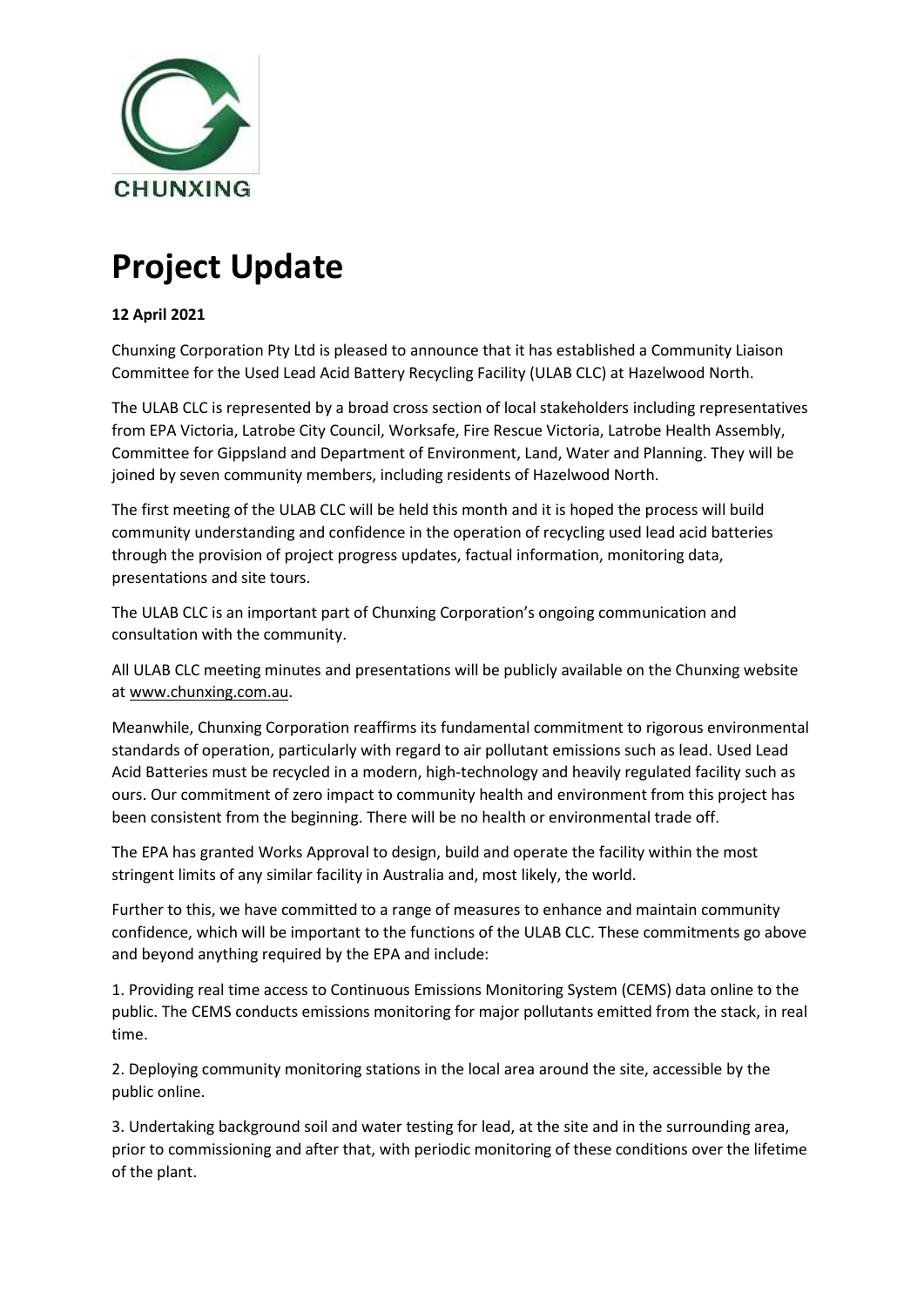CHUNXING

# Project Update

**12 April 2021**

Chunxing Corporation Pty Ltd is pleased to announce that it has established a Community Liaison Committee for the Used Lead Acid Battery Recycling Facility (ULAB CLC) at Hazelwood North.

The ULAB CLC is represented by a broad cross section of local stakeholders including representatives from EPA Victoria, Latrobe City Council, Worksafe, Fire Rescue Victoria, Latrobe Health Assembly, Committee for Gippsland and Department of Environment, Land, Water and Planning. They will be joined by seven community members, including residents of Hazelwood North.

The first meeting of the ULAB CLC will be held this month and it is hoped the process will build community understanding and confidence in the operation of recycling used lead acid batteries through the provision of project progress updates, factual information, monitoring data, presentations and site tours.

The ULAB CLC is an important part of Chunxing Corporation's ongoing communication and consultation with the community.

All ULAB CLC meeting minutes and presentations will be publicly available on the Chunxing website at www.chunxing.com.au.

Meanwhile, Chunxing Corporation reaffirms its fundamental commitment to rigorous environmental standards of operation, particularly with regard to air pollutant emissions such as lead. Used Lead Acid Batteries must be recycled in a modern, high-technology and heavily regulated facility such as ours. Our commitment of zero impact to community health and environment from this project has been consistent from the beginning. There will be no health or environmental trade off.

The EPA has granted Works Approval to design, build and operate the facility within the most stringent limits of any similar facility in Australia and, most likely, the world.

Further to this, we have committed to a range of measures to enhance and maintain community confidence, which will be important to the functions of the ULAB CLC. These commitments go above and beyond anything required by the EPA and include:

1. Providing real time access to Continuous Emissions Monitoring System (CEMS) data online to the public. The CEMS conducts emissions monitoring for major pollutants emitted from the stack, in real time.

2. Deploying community monitoring stations in the local area around the site, accessible by the public online.

3. Undertaking background soil and water testing for lead, at the site and in the surrounding area, prior to commissioning and after that, with periodic monitoring of these conditions over the lifetime of the plant.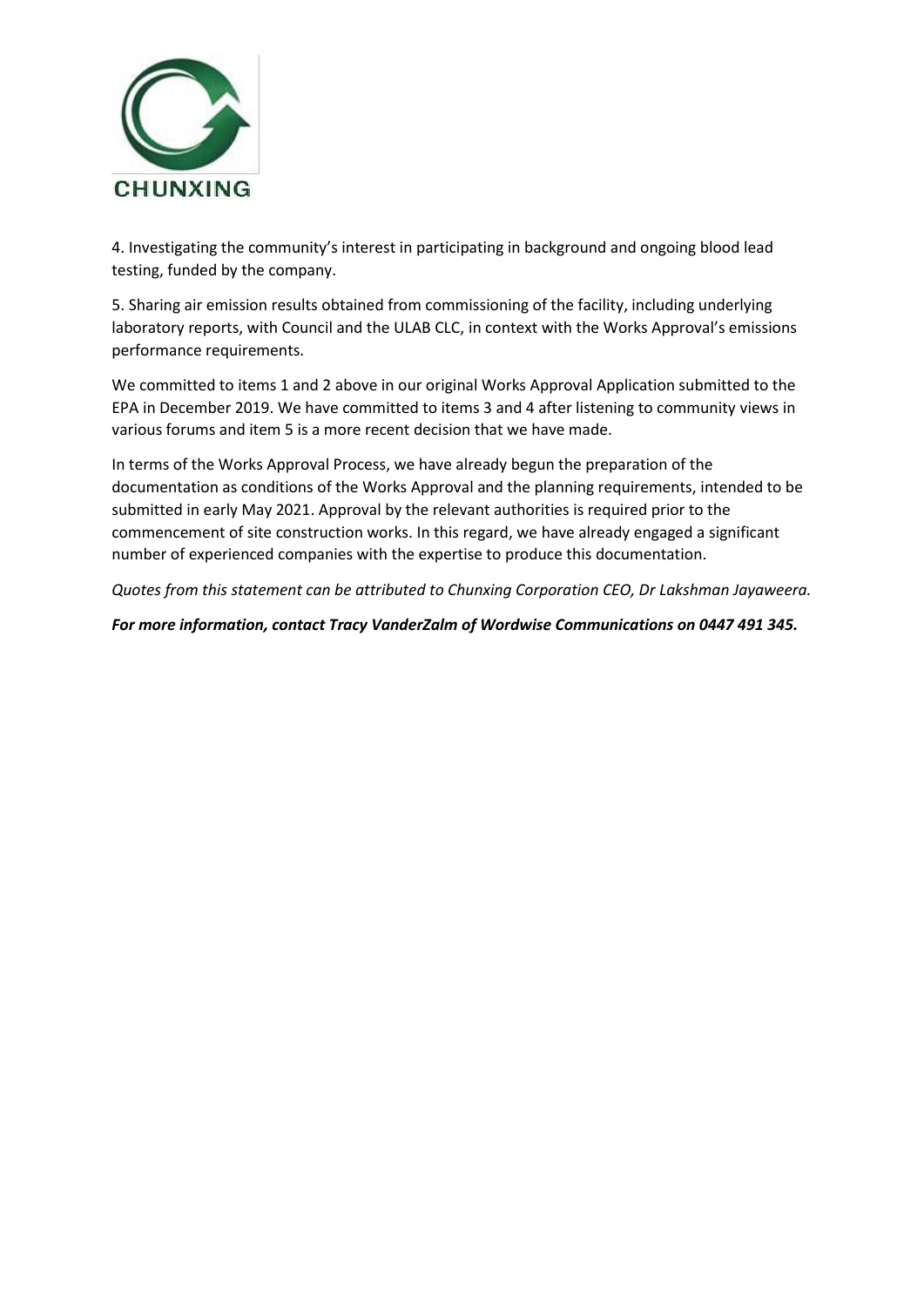4. Investigating the community's interest in participating in background and ongoing blood lead testing, funded by the company.

5. Sharing air emission results obtained from commissioning of the facility, including underlying laboratory reports, with Council and the ULAB CLC, in context with the Works Approval's emissions performance requirements.

We committed to items 1 and 2 above in our original Works Approval Application submitted to the EPA in December 2019. We have committed to items 3 and 4 after listening to community views in various forums and item 5 is a more recent decision that we have made.

In terms of the Works Approval Process, we have already begun the preparation of the documentation as conditions of the Works Approval and the planning requirements, intended to be submitted in early May 2021. Approval by the relevant authorities is required prior to the commencement of site construction works. In this regard, we have already engaged a significant number of experienced companies with the expertise to produce this documentation.

*Quotes from this statement can be attributed to Chunxing Corporation CEO, Dr Lakshman Jayaweera.*

***For more information, contact Tracy VanderZalm of Wordwise Communications on 0447 491 345.***